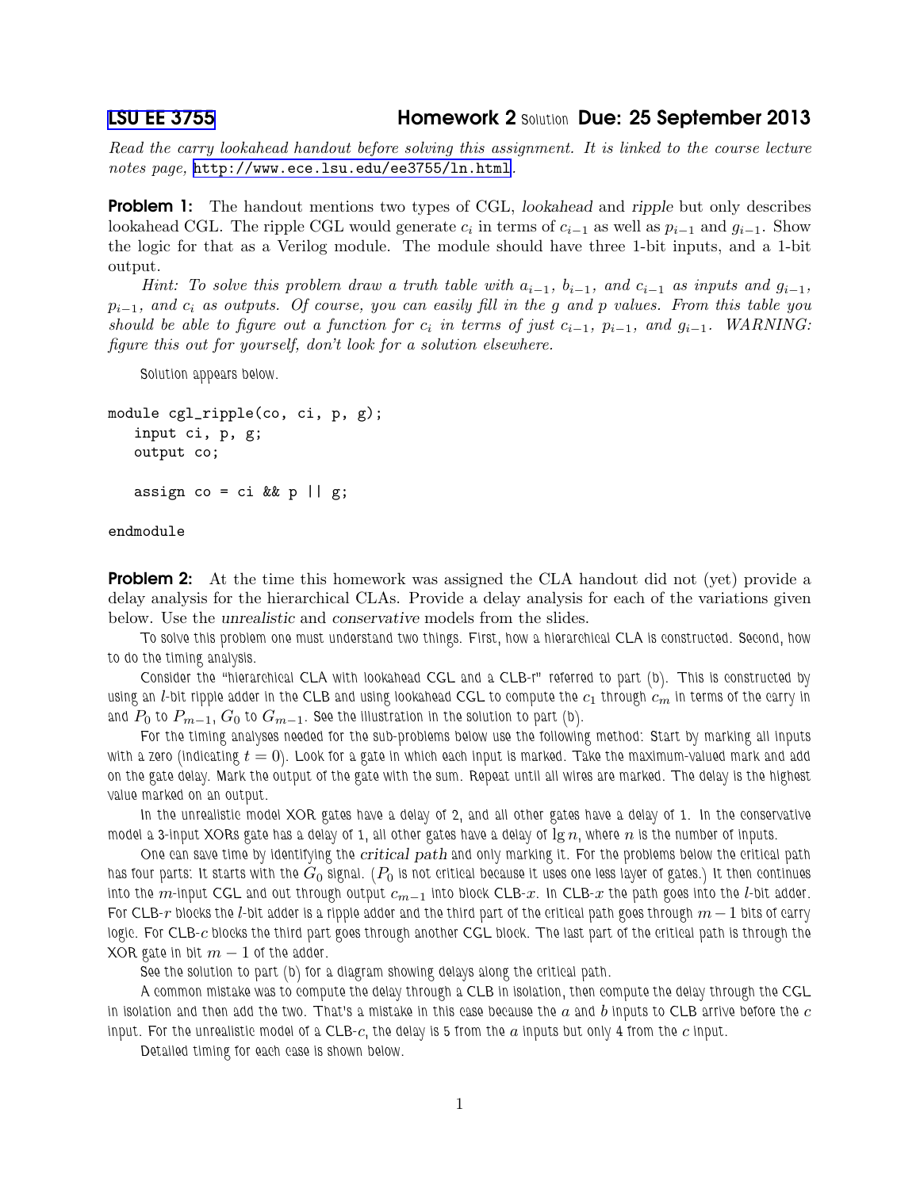# LSU EE 3755 Homework 2 Solution Due: 25 September 2013

*Read the carry lookahead handout before solving this assignment. It is linked to the course lecture notes page,* http://www.ece.lsu.edu/ee3755/ln.html.

**Problem 1:** The handout mentions two types of CGL, *lookahead* and *ripple* but only describes lookahead CGL. The ripple CGL would generate $c_i$ in terms of $c_{i-1}$ as well as $p_{i-1}$ and $g_{i-1}$. Show the logic for that as a Verilog module. The module should have three 1-bit inputs, and a 1-bit output.

*Hint: To solve this problem draw a truth table with $a_{i-1}$, $b_{i-1}$, and $c_{i-1}$ as inputs and $g_{i-1}$, $p_{i-1}$, and $c_i$ as outputs. Of course, you can easily fill in the g and p values. From this table you should be able to figure out a function for $c_i$ in terms of just $c_{i-1}$, $p_{i-1}$, and $g_{i-1}$. WARNING: figure this out for yourself, don't look for a solution elsewhere.*

Solution appears below.

```
module cgl_ripple(co, ci, p, g);
   input ci, p, g;
   output co;

   assign co = ci && p || g;

endmodule
```

**Problem 2:** At the time this homework was assigned the CLA handout did not (yet) provide a delay analysis for the hierarchical CLAs. Provide a delay analysis for each of the variations given below. Use the *unrealistic* and *conservative* models from the slides.

To solve this problem one must understand two things. First, how a hierarchical CLA is constructed. Second, how to do the timing analysis.

Consider the "hierarchical CLA with lookahead CGL and a CLB-r" referred to part (b). This is constructed by using an $l$-bit ripple adder in the CLB and using lookahead CGL to compute the $c_1$ through $c_m$ in terms of the carry in and $P_0$ to $P_{m-1}$, $G_0$ to $G_{m-1}$. See the illustration in the solution to part (b).

For the timing analyses needed for the sub-problems below use the following method: Start by marking all inputs with a zero (indicating $t = 0$). Look for a gate in which each input is marked. Take the maximum-valued mark and add on the gate delay. Mark the output of the gate with the sum. Repeat until all wires are marked. The delay is the highest value marked on an output.

In the unrealistic model XOR gates have a delay of 2, and all other gates have a delay of 1. In the conservative model a 3-input XORs gate has a delay of 1, all other gates have a delay of $\lg n$, where $n$ is the number of inputs.

One can save time by identifying the *critical path* and only marking it. For the problems below the critical path has four parts: It starts with the $G_0$ signal. ($P_0$ is not critical because it uses one less layer of gates.) It then continues into the $m$-input CGL and out through output $c_{m-1}$ into block CLB-$x$. In CLB-$x$ the path goes into the $l$-bit adder. For CLB-$r$ blocks the $l$-bit adder is a ripple adder and the third part of the critical path goes through $m - 1$ bits of carry logic. For CLB-$c$ blocks the third part goes through another CGL block. The last part of the critical path is through the XOR gate in bit $m - 1$ of the adder.

See the solution to part (b) for a diagram showing delays along the critical path.

A common mistake was to compute the delay through a CLB in isolation, then compute the delay through the CGL in isolation and then add the two. That's a mistake in this case because the $a$ and $b$ inputs to CLB arrive before the $c$ input. For the unrealistic model of a CLB-$c$, the delay is 5 from the $a$ inputs but only 4 from the $c$ input.

Detailed timing for each case is shown below.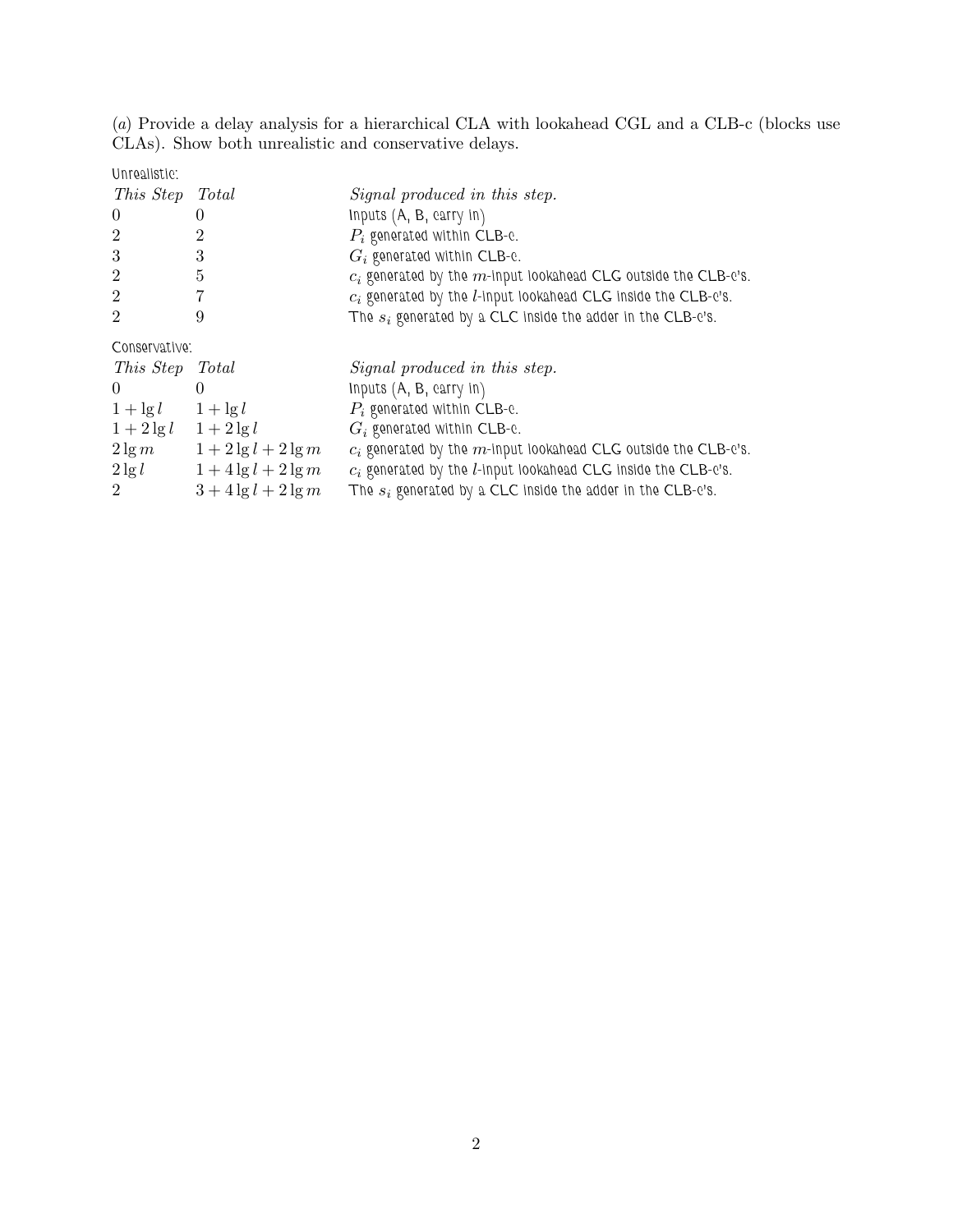(*a*) Provide a delay analysis for a hierarchical CLA with lookahead CGL and a CLB-c (blocks use CLAs). Show both unrealistic and conservative delays.

Unrealistic:

| *This Step* | *Total* | *Signal produced in this step.* |
|---|---|---|
| 0 | 0 | Inputs (A, B, carry in) |
| 2 | 2 | $P_i$ generated within CLB-c. |
| 3 | 3 | $G_i$ generated within CLB-c. |
| 2 | 5 | $c_i$ generated by the $m$-input lookahead CLG outside the CLB-c's. |
| 2 | 7 | $c_i$ generated by the $l$-input lookahead CLG inside the CLB-c's. |
| 2 | 9 | The $s_i$ generated by a CLC inside the adder in the CLB-c's. |

Conservative:

| *This Step* | *Total* | *Signal produced in this step.* |
|---|---|---|
| 0 | 0 | Inputs (A, B, carry in) |
| $1 + \lg l$ | $1 + \lg l$ | $P_i$ generated within CLB-c. |
| $1 + 2\lg l$ | $1 + 2\lg l$ | $G_i$ generated within CLB-c. |
| $2\lg m$ | $1 + 2\lg l + 2\lg m$ | $c_i$ generated by the $m$-input lookahead CLG outside the CLB-c's. |
| $2\lg l$ | $1 + 4\lg l + 2\lg m$ | $c_i$ generated by the $l$-input lookahead CLG inside the CLB-c's. |
| 2 | $3 + 4\lg l + 2\lg m$ | The $s_i$ generated by a CLC inside the adder in the CLB-c's. |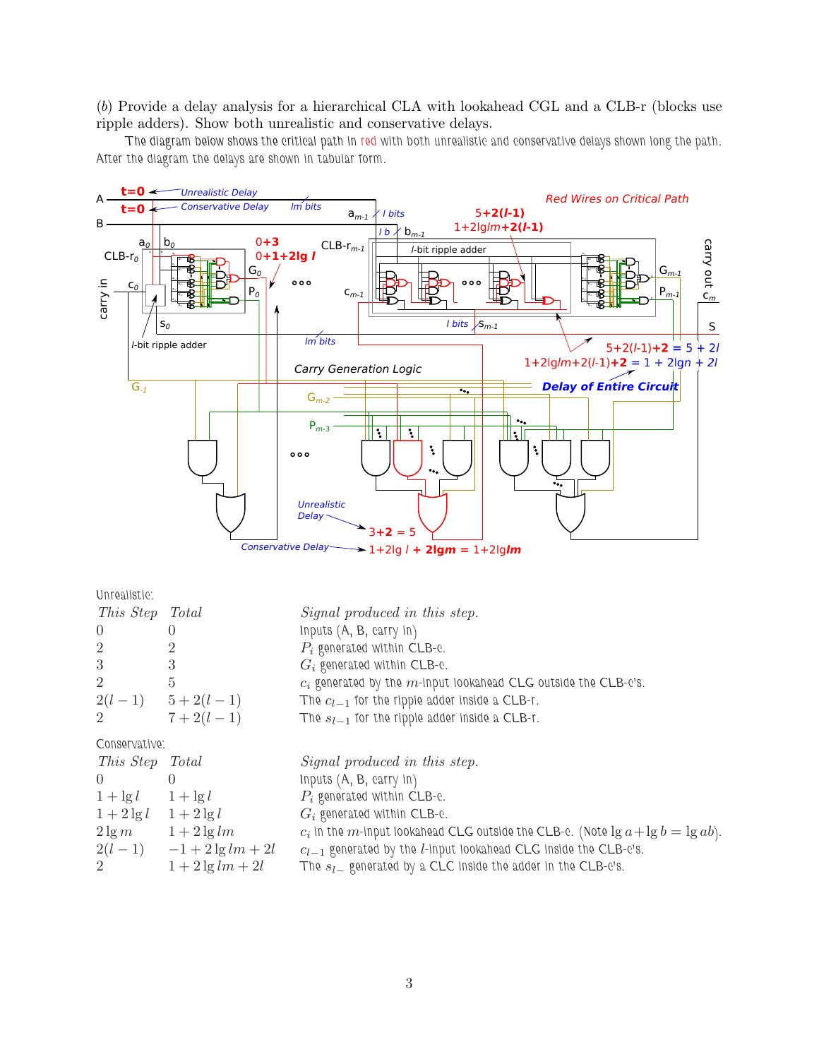(*b*) Provide a delay analysis for a hierarchical CLA with lookahead CGL and a CLB-r (blocks use ripple adders). Show both unrealistic and conservative delays.

The diagram below shows the critical path in red with both unrealistic and conservative delays shown long the path. After the diagram the delays are shown in tabular form.

Unrealistic:

| *This Step* | *Total* | *Signal produced in this step.* |
|---|---|---|
| 0 | 0 | Inputs (A, B, carry in) |
| 2 | 2 | $P_i$ generated within CLB-c. |
| 3 | 3 | $G_i$ generated within CLB-c. |
| 2 | 5 | $c_i$ generated by the $m$-input lookahead CLG outside the CLB-c's. |
| $2(l-1)$ | $5+2(l-1)$ | The $c_{l-1}$ for the ripple adder inside a CLB-r. |
| 2 | $7+2(l-1)$ | The $s_{l-1}$ for the ripple adder inside a CLB-r. |

Conservative:

| *This Step* | *Total* | *Signal produced in this step.* |
|---|---|---|
| 0 | 0 | Inputs (A, B, carry in) |
| $1+\lg l$ | $1+\lg l$ | $P_i$ generated within CLB-c. |
| $1+2\lg l$ | $1+2\lg l$ | $G_i$ generated within CLB-c. |
| $2\lg m$ | $1+2\lg lm$ | $c_i$ in the $m$-input lookahead CLG outside the CLB-c. (Note $\lg a+\lg b=\lg ab$). |
| $2(l-1)$ | $-1+2\lg lm+2l$ | $c_{l-1}$ generated by the $l$-input lookahead CLG inside the CLB-c's. |
| 2 | $1+2\lg lm+2l$ | The $s_{l-}$ generated by a CLC inside the adder in the CLB-c's. |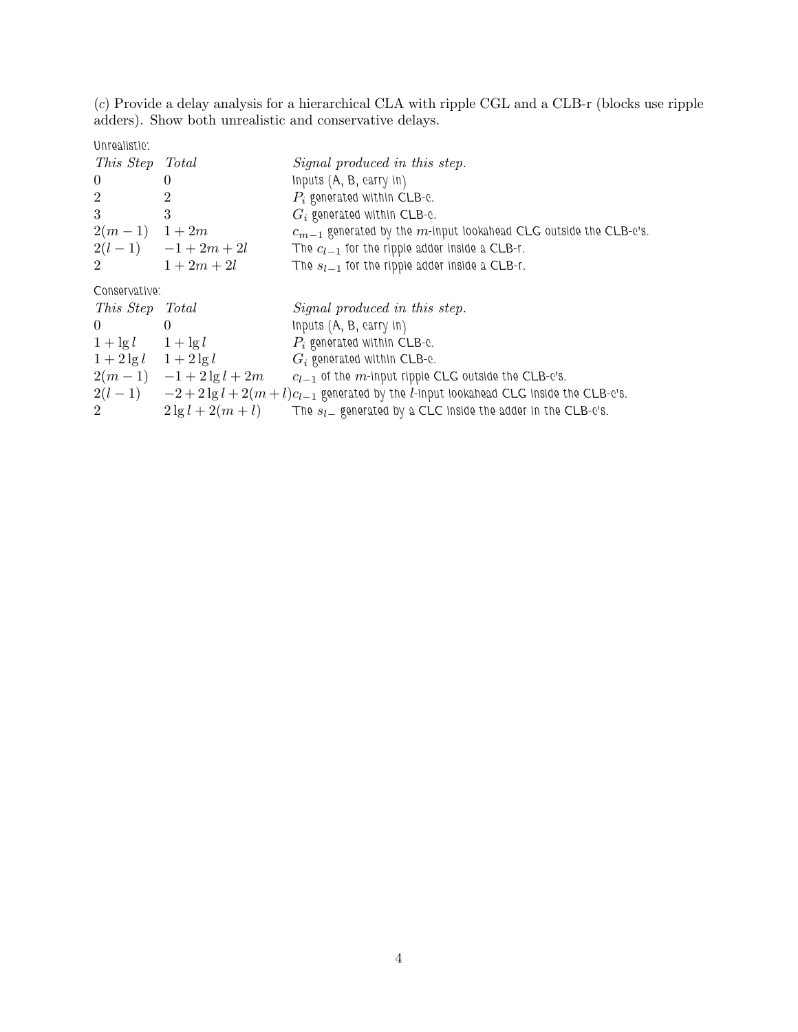(*c*) Provide a delay analysis for a hierarchical CLA with ripple CGL and a CLB-r (blocks use ripple adders). Show both unrealistic and conservative delays.

Unrealistic:

| *This Step* | *Total* | *Signal produced in this step.* |
|---|---|---|
| $0$ | $0$ | Inputs (A, B, carry in) |
| $2$ | $2$ | $P_i$ generated within CLB-c. |
| $3$ | $3$ | $G_i$ generated within CLB-c. |
| $2(m-1)$ | $1+2m$ | $c_{m-1}$ generated by the $m$-input lookahead CLG outside the CLB-c's. |
| $2(l-1)$ | $-1+2m+2l$ | The $c_{l-1}$ for the ripple adder inside a CLB-r. |
| $2$ | $1+2m+2l$ | The $s_{l-1}$ for the ripple adder inside a CLB-r. |

Conservative:

| *This Step* | *Total* | *Signal produced in this step.* |
|---|---|---|
| $0$ | $0$ | Inputs (A, B, carry in) |
| $1+\lg l$ | $1+\lg l$ | $P_i$ generated within CLB-c. |
| $1+2\lg l$ | $1+2\lg l$ | $G_i$ generated within CLB-c. |
| $2(m-1)$ | $-1+2\lg l+2m$ | $c_{l-1}$ of the $m$-input ripple CLG outside the CLB-c's. |
| $2(l-1)$ | $-2+2\lg l+2(m+l)$ | $c_{l-1}$ generated by the $l$-input lookahead CLG inside the CLB-c's. |
| $2$ | $2\lg l+2(m+l)$ | The $s_{l-}$ generated by a CLC inside the adder in the CLB-c's. |